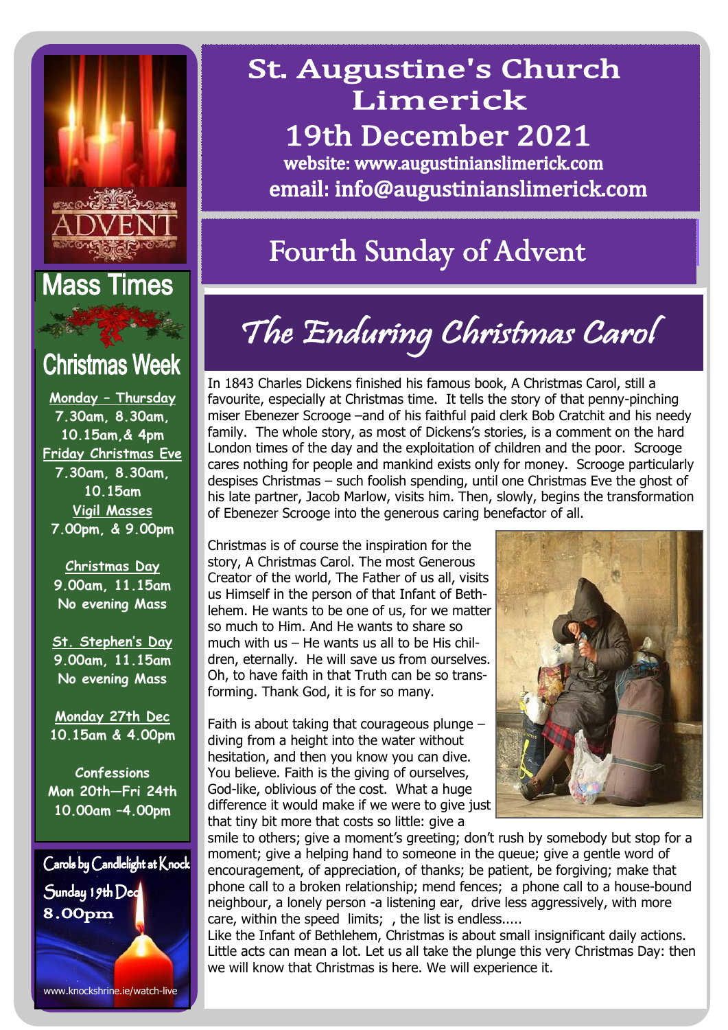# St. Augustine's Church Limerick

## 19th December 2021

website: www.augustinianslimerick.com

email: info@augustinianslimerick.com

## Fourth Sunday of Advent

## The Enduring Christmas Carol

In 1843 Charles Dickens finished his famous book, A Christmas Carol, still a favourite, especially at Christmas time. It tells the story of that penny-pinching miser Ebenezer Scrooge –and of his faithful paid clerk Bob Cratchit and his needy family. The whole story, as most of Dickens's stories, is a comment on the hard London times of the day and the exploitation of children and the poor. Scrooge cares nothing for people and mankind exists only for money. Scrooge particularly despises Christmas – such foolish spending, until one Christmas Eve the ghost of his late partner, Jacob Marlow, visits him. Then, slowly, begins the transformation of Ebenezer Scrooge into the generous caring benefactor of all.

Christmas is of course the inspiration for the story, A Christmas Carol. The most Generous Creator of the world, The Father of us all, visits us Himself in the person of that Infant of Bethlehem. He wants to be one of us, for we matter so much to Him. And He wants to share so much with us – He wants us all to be His children, eternally. He will save us from ourselves. Oh, to have faith in that Truth can be so transforming. Thank God, it is for so many.

Faith is about taking that courageous plunge – diving from a height into the water without hesitation, and then you know you can dive. You believe. Faith is the giving of ourselves, God-like, oblivious of the cost. What a huge difference it would make if we were to give just that tiny bit more that costs so little: give a smile to others; give a moment's greeting; don't rush by somebody but stop for a moment; give a helping hand to someone in the queue; give a gentle word of encouragement, of appreciation, of thanks; be patient, be forgiving; make that phone call to a broken relationship; mend fences; a phone call to a house-bound neighbour, a lonely person -a listening ear, drive less aggressively, with more care, within the speed limits; , the list is endless.....

Like the Infant of Bethlehem, Christmas is about small insignificant daily actions. Little acts can mean a lot. Let us all take the plunge this very Christmas Day: then we will know that Christmas is here. We will experience it.

## Mass Times

## Christmas Week

**Monday – Thursday**
7.30am, 8.30am, 10.15am,& 4pm

**Friday Christmas Eve**
7.30am, 8.30am, 10.15am

**Vigil Masses**
7.00pm, & 9.00pm

**Christmas Day**
9.00am, 11.15am
No evening Mass

**St. Stephen's Day**
9.00am, 11.15am
No evening Mass

**Monday 27th Dec**
10.15am & 4.00pm

**Confessions**
Mon 20th—Fri 24th
10.00am –4.00pm

**Carols by Candlelight at Knock**
Sunday 19th Dec
8.00pm

www.knockshrine.ie/watch-live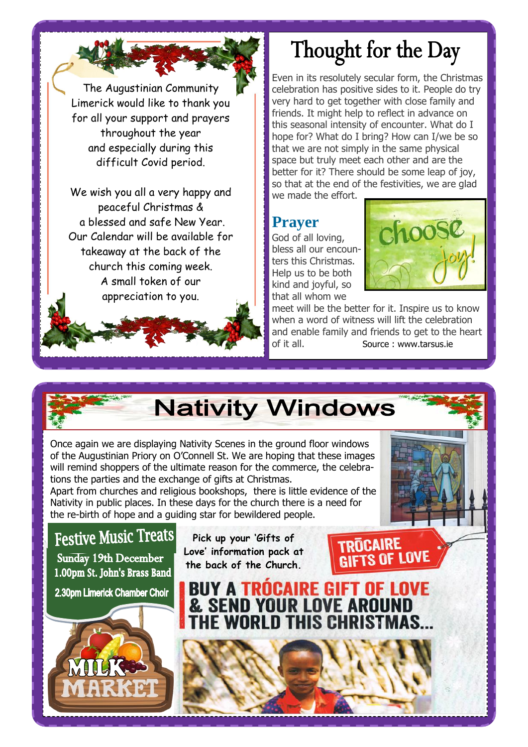The Augustinian Community Limerick would like to thank you for all your support and prayers throughout the year and especially during this difficult Covid period.

We wish you all a very happy and peaceful Christmas & a blessed and safe New Year. Our Calendar will be available for takeaway at the back of the church this coming week. A small token of our appreciation to you.

# Thought for the Day

Even in its resolutely secular form, the Christmas celebration has positive sides to it. People do try very hard to get together with close family and friends. It might help to reflect in advance on this seasonal intensity of encounter. What do I hope for? What do I bring? How can I/we be so that we are not simply in the same physical space but truly meet each other and are the better for it? There should be some leap of joy, so that at the end of the festivities, we are glad we made the effort.

## Prayer

God of all loving, bless all our encounters this Christmas. Help us to be both kind and joyful, so that all whom we meet will be the better for it. Inspire us to know when a word of witness will lift the celebration and enable family and friends to get to the heart of it all.

Source : www.tarsus.ie

choose joy!

# Nativity Windows

Once again we are displaying Nativity Scenes in the ground floor windows of the Augustinian Priory on O'Connell St. We are hoping that these images will remind shoppers of the ultimate reason for the commerce, the celebrations the parties and the exchange of gifts at Christmas.
Apart from churches and religious bookshops, there is little evidence of the Nativity in public places. In these days for the church there is a need for the re-birth of hope and a guiding star for bewildered people.

## Festive Music Treats

Sunday 19th December
1.00pm St. John's Brass Band
2.30pm Limerick Chamber Choir

MILK MARKET

Pick up your 'Gifts of Love' information pack at the back of the Church.

TRÓCAIRE GIFTS OF LOVE

BUY A TRÓCAIRE GIFT OF LOVE & SEND YOUR LOVE AROUND THE WORLD THIS CHRISTMAS...